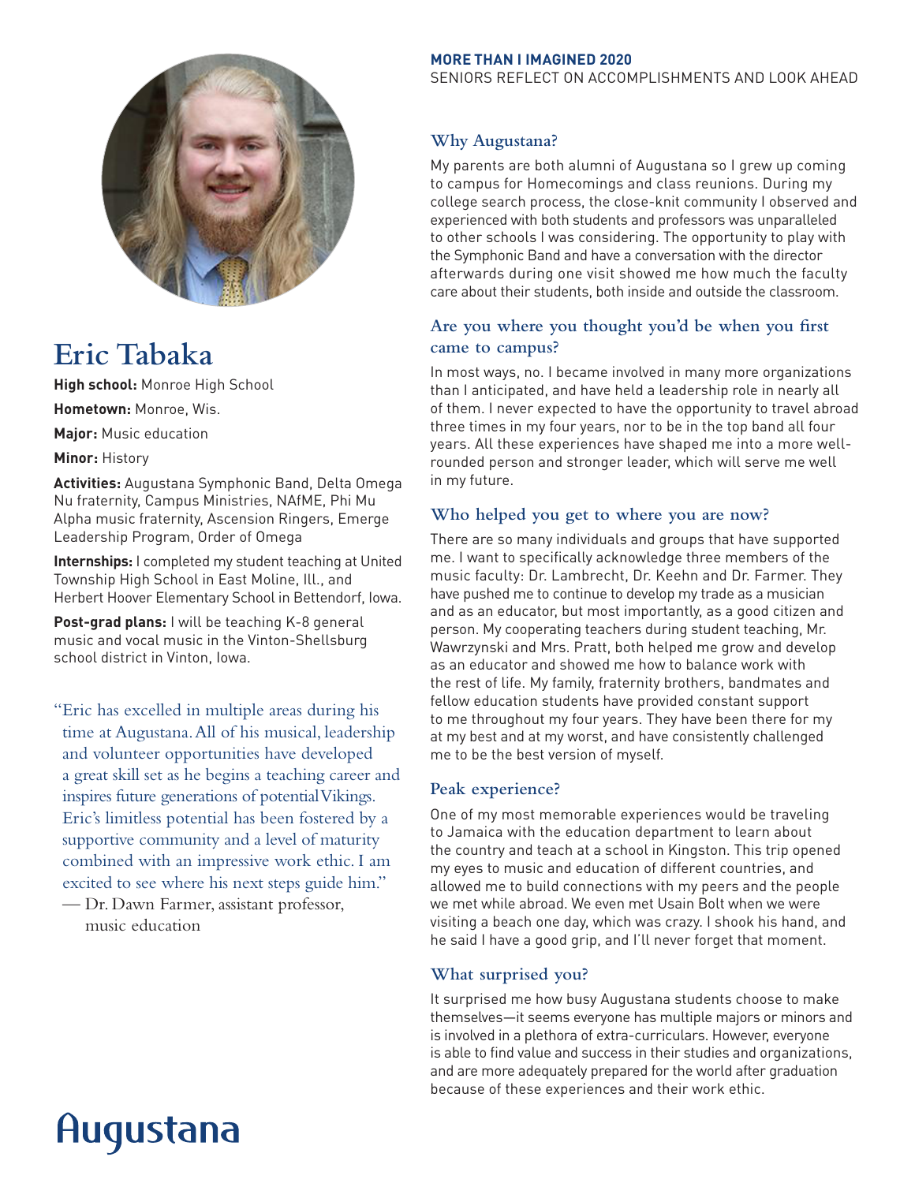**MORE THAN I IMAGINED 2020**
SENIORS REFLECT ON ACCOMPLISHMENTS AND LOOK AHEAD

# Eric Tabaka

**High school:** Monroe High School

**Hometown:** Monroe, Wis.

**Major:** Music education

**Minor:** History

**Activities:** Augustana Symphonic Band, Delta Omega Nu fraternity, Campus Ministries, NAfME, Phi Mu Alpha music fraternity, Ascension Ringers, Emerge Leadership Program, Order of Omega

**Internships:** I completed my student teaching at United Township High School in East Moline, Ill., and Herbert Hoover Elementary School in Bettendorf, Iowa.

**Post-grad plans:** I will be teaching K-8 general music and vocal music in the Vinton-Shellsburg school district in Vinton, Iowa.

"Eric has excelled in multiple areas during his time at Augustana. All of his musical, leadership and volunteer opportunities have developed a great skill set as he begins a teaching career and inspires future generations of potential Vikings. Eric's limitless potential has been fostered by a supportive community and a level of maturity combined with an impressive work ethic. I am excited to see where his next steps guide him."
— Dr. Dawn Farmer, assistant professor, music education

## Why Augustana?

My parents are both alumni of Augustana so I grew up coming to campus for Homecomings and class reunions. During my college search process, the close-knit community I observed and experienced with both students and professors was unparalleled to other schools I was considering. The opportunity to play with the Symphonic Band and have a conversation with the director afterwards during one visit showed me how much the faculty care about their students, both inside and outside the classroom.

## Are you where you thought you'd be when you first came to campus?

In most ways, no. I became involved in many more organizations than I anticipated, and have held a leadership role in nearly all of them. I never expected to have the opportunity to travel abroad three times in my four years, nor to be in the top band all four years. All these experiences have shaped me into a more well-rounded person and stronger leader, which will serve me well in my future.

## Who helped you get to where you are now?

There are so many individuals and groups that have supported me. I want to specifically acknowledge three members of the music faculty: Dr. Lambrecht, Dr. Keehn and Dr. Farmer. They have pushed me to continue to develop my trade as a musician and as an educator, but most importantly, as a good citizen and person. My cooperating teachers during student teaching, Mr. Wawrzynski and Mrs. Pratt, both helped me grow and develop as an educator and showed me how to balance work with the rest of life. My family, fraternity brothers, bandmates and fellow education students have provided constant support to me throughout my four years. They have been there for my at my best and at my worst, and have consistently challenged me to be the best version of myself.

## Peak experience?

One of my most memorable experiences would be traveling to Jamaica with the education department to learn about the country and teach at a school in Kingston. This trip opened my eyes to music and education of different countries, and allowed me to build connections with my peers and the people we met while abroad. We even met Usain Bolt when we were visiting a beach one day, which was crazy. I shook his hand, and he said I have a good grip, and I'll never forget that moment.

## What surprised you?

It surprised me how busy Augustana students choose to make themselves—it seems everyone has multiple majors or minors and is involved in a plethora of extra-curriculars. However, everyone is able to find value and success in their studies and organizations, and are more adequately prepared for the world after graduation because of these experiences and their work ethic.

Augustana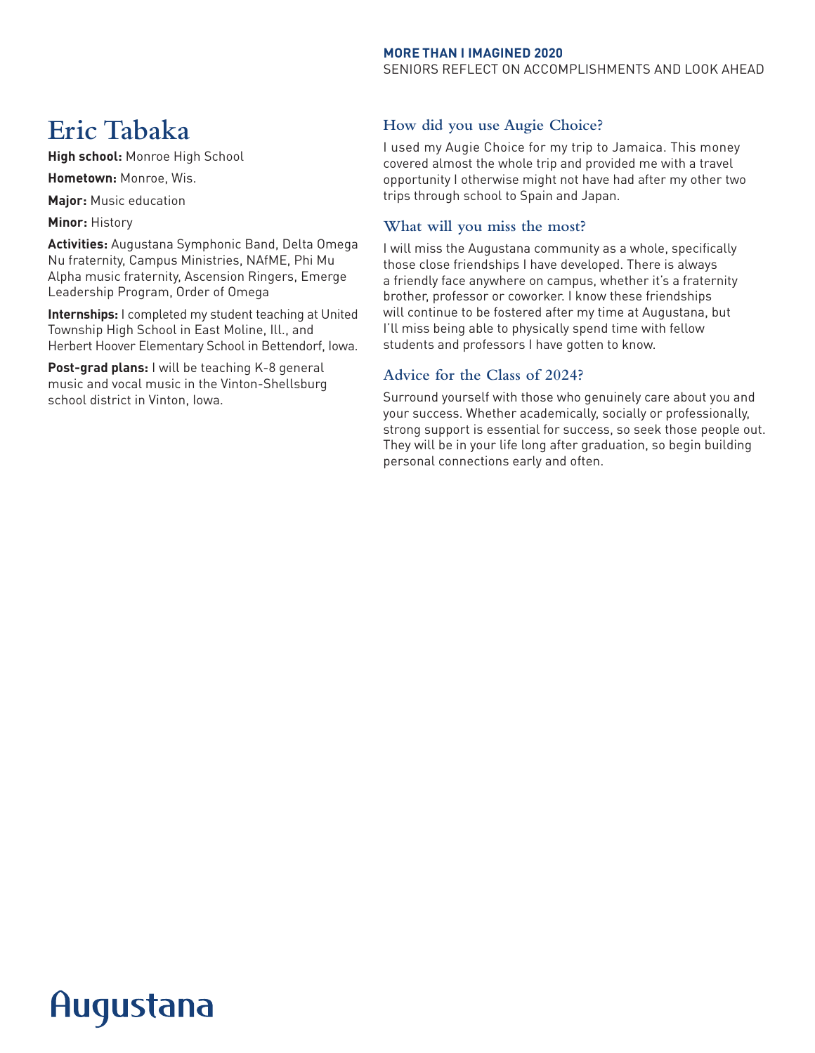# Eric Tabaka

**High school:** Monroe High School

**Hometown:** Monroe, Wis.

**Major:** Music education

**Minor:** History

**Activities:** Augustana Symphonic Band, Delta Omega Nu fraternity, Campus Ministries, NAfME, Phi Mu Alpha music fraternity, Ascension Ringers, Emerge Leadership Program, Order of Omega

**Internships:** I completed my student teaching at United Township High School in East Moline, Ill., and Herbert Hoover Elementary School in Bettendorf, Iowa.

**Post-grad plans:** I will be teaching K-8 general music and vocal music in the Vinton-Shellsburg school district in Vinton, Iowa.

## How did you use Augie Choice?

I used my Augie Choice for my trip to Jamaica. This money covered almost the whole trip and provided me with a travel opportunity I otherwise might not have had after my other two trips through school to Spain and Japan.

## What will you miss the most?

I will miss the Augustana community as a whole, specifically those close friendships I have developed. There is always a friendly face anywhere on campus, whether it's a fraternity brother, professor or coworker. I know these friendships will continue to be fostered after my time at Augustana, but I'll miss being able to physically spend time with fellow students and professors I have gotten to know.

## Advice for the Class of 2024?

Surround yourself with those who genuinely care about you and your success. Whether academically, socially or professionally, strong support is essential for success, so seek those people out. They will be in your life long after graduation, so begin building personal connections early and often.